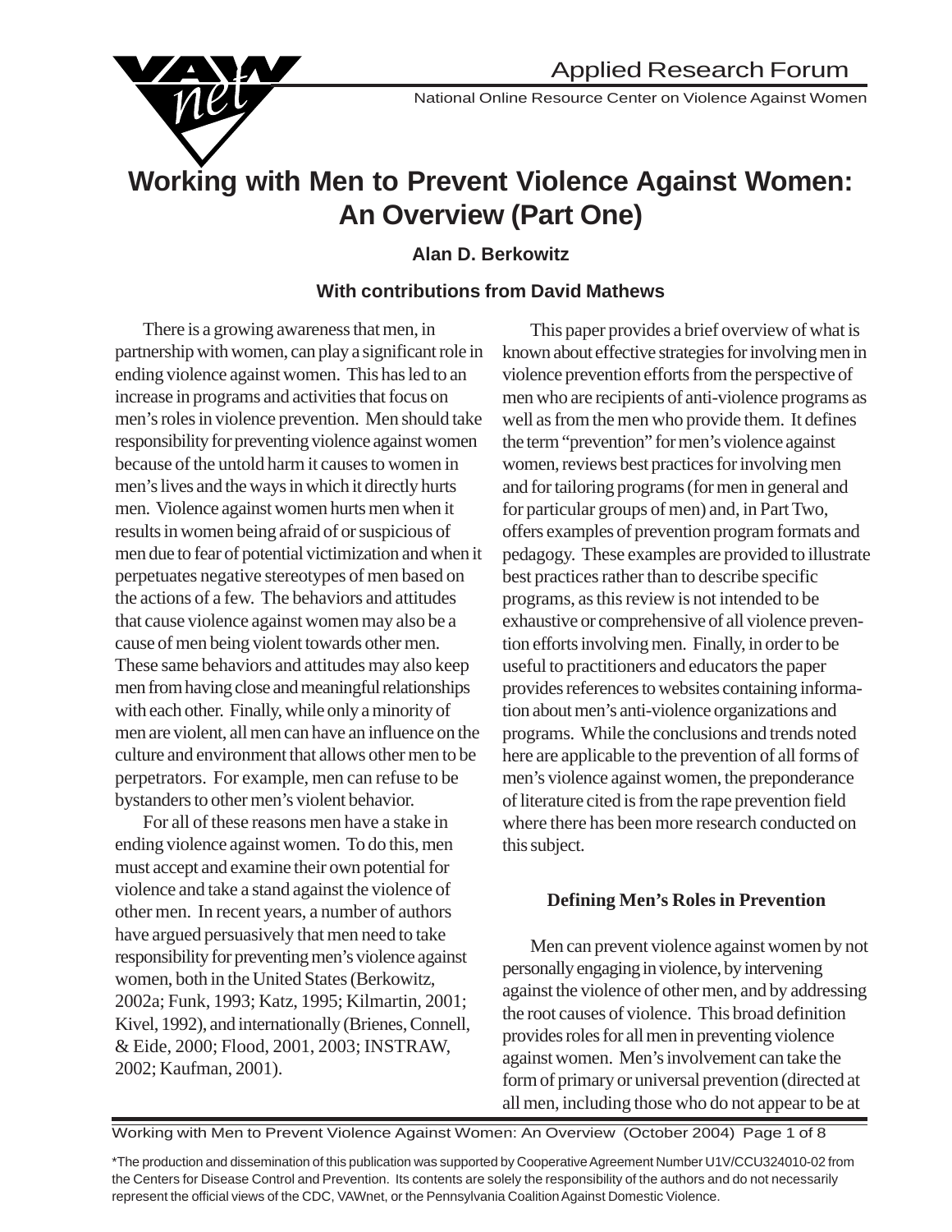Applied Research Forum

National Online Resource Center on Violence Against Women

# Working with Men to Prevent Violence Against Women: An Overview (Part One)

**Alan D. Berkowitz**

**With contributions from David Mathews**

There is a growing awareness that men, in partnership with women, can play a significant role in ending violence against women. This has led to an increase in programs and activities that focus on men's roles in violence prevention. Men should take responsibility for preventing violence against women because of the untold harm it causes to women in men's lives and the ways in which it directly hurts men. Violence against women hurts men when it results in women being afraid of or suspicious of men due to fear of potential victimization and when it perpetuates negative stereotypes of men based on the actions of a few. The behaviors and attitudes that cause violence against women may also be a cause of men being violent towards other men. These same behaviors and attitudes may also keep men from having close and meaningful relationships with each other. Finally, while only a minority of men are violent, all men can have an influence on the culture and environment that allows other men to be perpetrators. For example, men can refuse to be bystanders to other men's violent behavior.

For all of these reasons men have a stake in ending violence against women. To do this, men must accept and examine their own potential for violence and take a stand against the violence of other men. In recent years, a number of authors have argued persuasively that men need to take responsibility for preventing men's violence against women, both in the United States (Berkowitz, 2002a; Funk, 1993; Katz, 1995; Kilmartin, 2001; Kivel, 1992), and internationally (Brienes, Connell, & Eide, 2000; Flood, 2001, 2003; INSTRAW, 2002; Kaufman, 2001).

This paper provides a brief overview of what is known about effective strategies for involving men in violence prevention efforts from the perspective of men who are recipients of anti-violence programs as well as from the men who provide them. It defines the term "prevention" for men's violence against women, reviews best practices for involving men and for tailoring programs (for men in general and for particular groups of men) and, in Part Two, offers examples of prevention program formats and pedagogy. These examples are provided to illustrate best practices rather than to describe specific programs, as this review is not intended to be exhaustive or comprehensive of all violence prevention efforts involving men. Finally, in order to be useful to practitioners and educators the paper provides references to websites containing information about men's anti-violence organizations and programs. While the conclusions and trends noted here are applicable to the prevention of all forms of men's violence against women, the preponderance of literature cited is from the rape prevention field where there has been more research conducted on this subject.

## Defining Men's Roles in Prevention

Men can prevent violence against women by not personally engaging in violence, by intervening against the violence of other men, and by addressing the root causes of violence. This broad definition provides roles for all men in preventing violence against women. Men's involvement can take the form of primary or universal prevention (directed at all men, including those who do not appear to be at

\*The production and dissemination of this publication was supported by Cooperative Agreement Number U1V/CCU324010-02 from the Centers for Disease Control and Prevention. Its contents are solely the responsibility of the authors and do not necessarily represent the official views of the CDC, VAWnet, or the Pennsylvania Coalition Against Domestic Violence.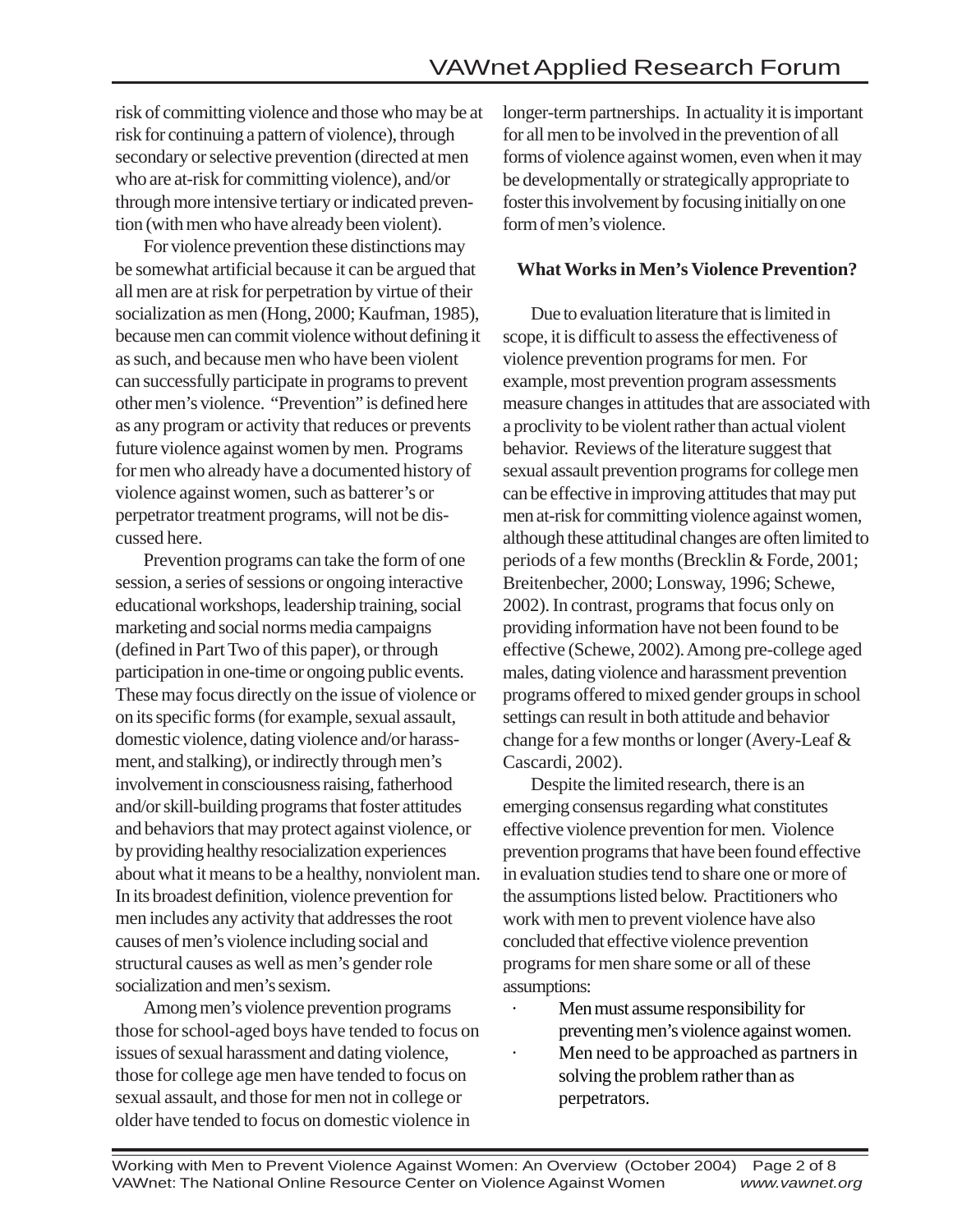risk of committing violence and those who may be at risk for continuing a pattern of violence), through secondary or selective prevention (directed at men who are at-risk for committing violence), and/or through more intensive tertiary or indicated prevention (with men who have already been violent).

For violence prevention these distinctions may be somewhat artificial because it can be argued that all men are at risk for perpetration by virtue of their socialization as men (Hong, 2000; Kaufman, 1985), because men can commit violence without defining it as such, and because men who have been violent can successfully participate in programs to prevent other men's violence. "Prevention" is defined here as any program or activity that reduces or prevents future violence against women by men. Programs for men who already have a documented history of violence against women, such as batterer's or perpetrator treatment programs, will not be discussed here.

Prevention programs can take the form of one session, a series of sessions or ongoing interactive educational workshops, leadership training, social marketing and social norms media campaigns (defined in Part Two of this paper), or through participation in one-time or ongoing public events. These may focus directly on the issue of violence or on its specific forms (for example, sexual assault, domestic violence, dating violence and/or harassment, and stalking), or indirectly through men's involvement in consciousness raising, fatherhood and/or skill-building programs that foster attitudes and behaviors that may protect against violence, or by providing healthy resocialization experiences about what it means to be a healthy, nonviolent man. In its broadest definition, violence prevention for men includes any activity that addresses the root causes of men's violence including social and structural causes as well as men's gender role socialization and men's sexism.

Among men's violence prevention programs those for school-aged boys have tended to focus on issues of sexual harassment and dating violence, those for college age men have tended to focus on sexual assault, and those for men not in college or older have tended to focus on domestic violence in longer-term partnerships. In actuality it is important for all men to be involved in the prevention of all forms of violence against women, even when it may be developmentally or strategically appropriate to foster this involvement by focusing initially on one form of men's violence.

**What Works in Men's Violence Prevention?**

Due to evaluation literature that is limited in scope, it is difficult to assess the effectiveness of violence prevention programs for men. For example, most prevention program assessments measure changes in attitudes that are associated with a proclivity to be violent rather than actual violent behavior. Reviews of the literature suggest that sexual assault prevention programs for college men can be effective in improving attitudes that may put men at-risk for committing violence against women, although these attitudinal changes are often limited to periods of a few months (Brecklin & Forde, 2001; Breitenbecher, 2000; Lonsway, 1996; Schewe, 2002). In contrast, programs that focus only on providing information have not been found to be effective (Schewe, 2002). Among pre-college aged males, dating violence and harassment prevention programs offered to mixed gender groups in school settings can result in both attitude and behavior change for a few months or longer (Avery-Leaf & Cascardi, 2002).

Despite the limited research, there is an emerging consensus regarding what constitutes effective violence prevention for men. Violence prevention programs that have been found effective in evaluation studies tend to share one or more of the assumptions listed below. Practitioners who work with men to prevent violence have also concluded that effective violence prevention programs for men share some or all of these assumptions:

- Men must assume responsibility for preventing men's violence against women.
- Men need to be approached as partners in solving the problem rather than as perpetrators.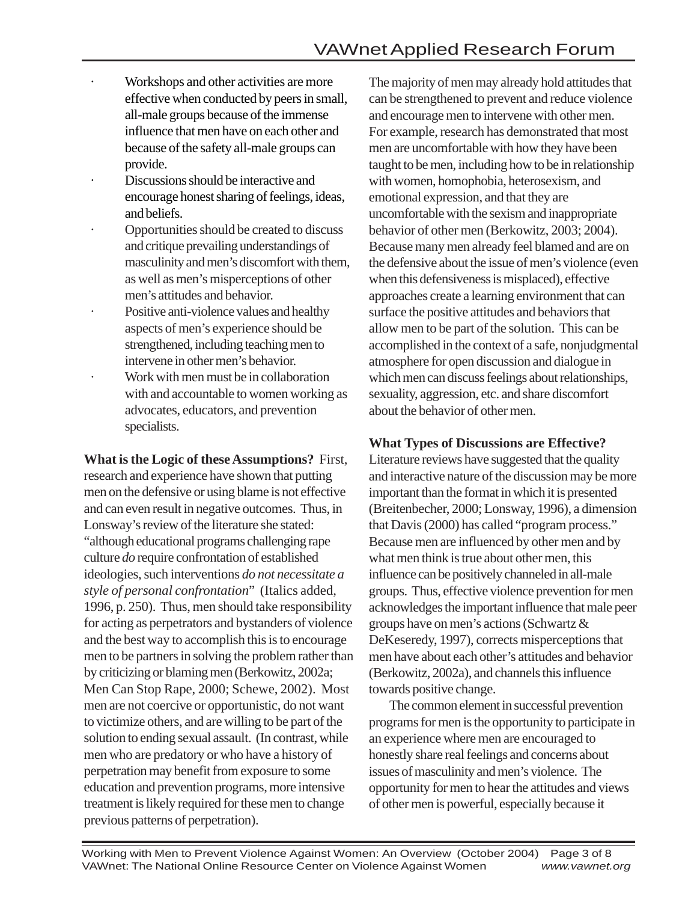- Workshops and other activities are more effective when conducted by peers in small, all-male groups because of the immense influence that men have on each other and because of the safety all-male groups can provide.
- Discussions should be interactive and encourage honest sharing of feelings, ideas, and beliefs.
- Opportunities should be created to discuss and critique prevailing understandings of masculinity and men's discomfort with them, as well as men's misperceptions of other men's attitudes and behavior.
- Positive anti-violence values and healthy aspects of men's experience should be strengthened, including teaching men to intervene in other men's behavior.
- Work with men must be in collaboration with and accountable to women working as advocates, educators, and prevention specialists.

**What is the Logic of these Assumptions?** First, research and experience have shown that putting men on the defensive or using blame is not effective and can even result in negative outcomes. Thus, in Lonsway's review of the literature she stated: "although educational programs challenging rape culture *do* require confrontation of established ideologies, such interventions *do not necessitate a style of personal confrontation*" (Italics added, 1996, p. 250). Thus, men should take responsibility for acting as perpetrators and bystanders of violence and the best way to accomplish this is to encourage men to be partners in solving the problem rather than by criticizing or blaming men (Berkowitz, 2002a; Men Can Stop Rape, 2000; Schewe, 2002). Most men are not coercive or opportunistic, do not want to victimize others, and are willing to be part of the solution to ending sexual assault. (In contrast, while men who are predatory or who have a history of perpetration may benefit from exposure to some education and prevention programs, more intensive treatment is likely required for these men to change previous patterns of perpetration).

The majority of men may already hold attitudes that can be strengthened to prevent and reduce violence and encourage men to intervene with other men. For example, research has demonstrated that most men are uncomfortable with how they have been taught to be men, including how to be in relationship with women, homophobia, heterosexism, and emotional expression, and that they are uncomfortable with the sexism and inappropriate behavior of other men (Berkowitz, 2003; 2004). Because many men already feel blamed and are on the defensive about the issue of men's violence (even when this defensiveness is misplaced), effective approaches create a learning environment that can surface the positive attitudes and behaviors that allow men to be part of the solution. This can be accomplished in the context of a safe, nonjudgmental atmosphere for open discussion and dialogue in which men can discuss feelings about relationships, sexuality, aggression, etc. and share discomfort about the behavior of other men.

**What Types of Discussions are Effective?** Literature reviews have suggested that the quality and interactive nature of the discussion may be more important than the format in which it is presented (Breitenbecher, 2000; Lonsway, 1996), a dimension that Davis (2000) has called "program process." Because men are influenced by other men and by what men think is true about other men, this influence can be positively channeled in all-male groups. Thus, effective violence prevention for men acknowledges the important influence that male peer groups have on men's actions (Schwartz & DeKeseredy, 1997), corrects misperceptions that men have about each other's attitudes and behavior (Berkowitz, 2002a), and channels this influence towards positive change.

The common element in successful prevention programs for men is the opportunity to participate in an experience where men are encouraged to honestly share real feelings and concerns about issues of masculinity and men's violence. The opportunity for men to hear the attitudes and views of other men is powerful, especially because it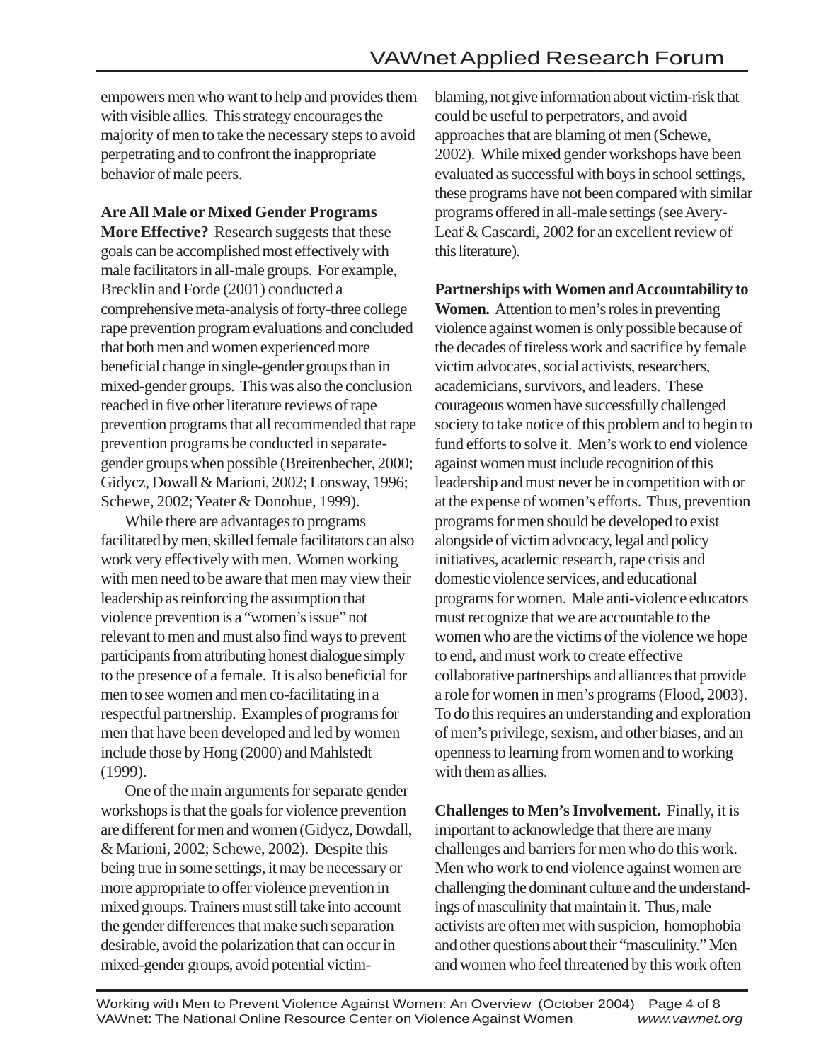empowers men who want to help and provides them with visible allies. This strategy encourages the majority of men to take the necessary steps to avoid perpetrating and to confront the inappropriate behavior of male peers.

**Are All Male or Mixed Gender Programs More Effective?** Research suggests that these goals can be accomplished most effectively with male facilitators in all-male groups. For example, Brecklin and Forde (2001) conducted a comprehensive meta-analysis of forty-three college rape prevention program evaluations and concluded that both men and women experienced more beneficial change in single-gender groups than in mixed-gender groups. This was also the conclusion reached in five other literature reviews of rape prevention programs that all recommended that rape prevention programs be conducted in separate-gender groups when possible (Breitenbecher, 2000; Gidycz, Dowall & Marioni, 2002; Lonsway, 1996; Schewe, 2002; Yeater & Donohue, 1999).

While there are advantages to programs facilitated by men, skilled female facilitators can also work very effectively with men. Women working with men need to be aware that men may view their leadership as reinforcing the assumption that violence prevention is a "women's issue" not relevant to men and must also find ways to prevent participants from attributing honest dialogue simply to the presence of a female. It is also beneficial for men to see women and men co-facilitating in a respectful partnership. Examples of programs for men that have been developed and led by women include those by Hong (2000) and Mahlstedt (1999).

One of the main arguments for separate gender workshops is that the goals for violence prevention are different for men and women (Gidycz, Dowdall, & Marioni, 2002; Schewe, 2002). Despite this being true in some settings, it may be necessary or more appropriate to offer violence prevention in mixed groups. Trainers must still take into account the gender differences that make such separation desirable, avoid the polarization that can occur in mixed-gender groups, avoid potential victim-blaming, not give information about victim-risk that could be useful to perpetrators, and avoid approaches that are blaming of men (Schewe, 2002). While mixed gender workshops have been evaluated as successful with boys in school settings, these programs have not been compared with similar programs offered in all-male settings (see Avery-Leaf & Cascardi, 2002 for an excellent review of this literature).

**Partnerships with Women and Accountability to Women.** Attention to men's roles in preventing violence against women is only possible because of the decades of tireless work and sacrifice by female victim advocates, social activists, researchers, academicians, survivors, and leaders. These courageous women have successfully challenged society to take notice of this problem and to begin to fund efforts to solve it. Men's work to end violence against women must include recognition of this leadership and must never be in competition with or at the expense of women's efforts. Thus, prevention programs for men should be developed to exist alongside of victim advocacy, legal and policy initiatives, academic research, rape crisis and domestic violence services, and educational programs for women. Male anti-violence educators must recognize that we are accountable to the women who are the victims of the violence we hope to end, and must work to create effective collaborative partnerships and alliances that provide a role for women in men's programs (Flood, 2003). To do this requires an understanding and exploration of men's privilege, sexism, and other biases, and an openness to learning from women and to working with them as allies.

**Challenges to Men's Involvement.** Finally, it is important to acknowledge that there are many challenges and barriers for men who do this work. Men who work to end violence against women are challenging the dominant culture and the understandings of masculinity that maintain it. Thus, male activists are often met with suspicion, homophobia and other questions about their "masculinity." Men and women who feel threatened by this work often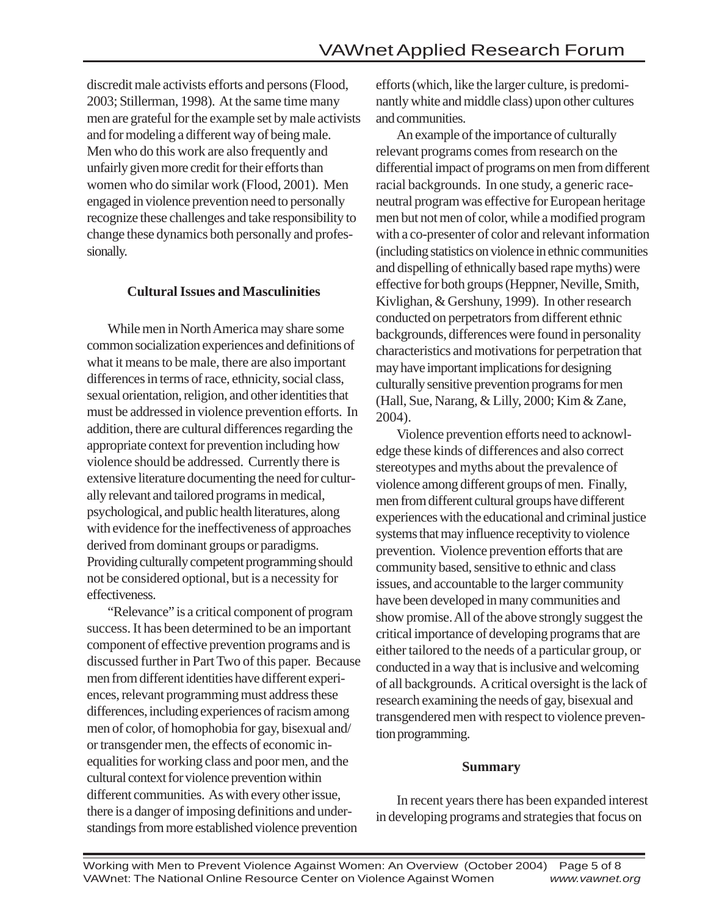discredit male activists efforts and persons (Flood, 2003; Stillerman, 1998). At the same time many men are grateful for the example set by male activists and for modeling a different way of being male. Men who do this work are also frequently and unfairly given more credit for their efforts than women who do similar work (Flood, 2001). Men engaged in violence prevention need to personally recognize these challenges and take responsibility to change these dynamics both personally and professionally.

### Cultural Issues and Masculinities

While men in North America may share some common socialization experiences and definitions of what it means to be male, there are also important differences in terms of race, ethnicity, social class, sexual orientation, religion, and other identities that must be addressed in violence prevention efforts. In addition, there are cultural differences regarding the appropriate context for prevention including how violence should be addressed. Currently there is extensive literature documenting the need for culturally relevant and tailored programs in medical, psychological, and public health literatures, along with evidence for the ineffectiveness of approaches derived from dominant groups or paradigms. Providing culturally competent programming should not be considered optional, but is a necessity for effectiveness.

"Relevance" is a critical component of program success. It has been determined to be an important component of effective prevention programs and is discussed further in Part Two of this paper. Because men from different identities have different experiences, relevant programming must address these differences, including experiences of racism among men of color, of homophobia for gay, bisexual and/or transgender men, the effects of economic inequalities for working class and poor men, and the cultural context for violence prevention within different communities. As with every other issue, there is a danger of imposing definitions and understandings from more established violence prevention efforts (which, like the larger culture, is predominantly white and middle class) upon other cultures and communities.

An example of the importance of culturally relevant programs comes from research on the differential impact of programs on men from different racial backgrounds. In one study, a generic race-neutral program was effective for European heritage men but not men of color, while a modified program with a co-presenter of color and relevant information (including statistics on violence in ethnic communities and dispelling of ethnically based rape myths) were effective for both groups (Heppner, Neville, Smith, Kivlighan, & Gershuny, 1999). In other research conducted on perpetrators from different ethnic backgrounds, differences were found in personality characteristics and motivations for perpetration that may have important implications for designing culturally sensitive prevention programs for men (Hall, Sue, Narang, & Lilly, 2000; Kim & Zane, 2004).

Violence prevention efforts need to acknowledge these kinds of differences and also correct stereotypes and myths about the prevalence of violence among different groups of men. Finally, men from different cultural groups have different experiences with the educational and criminal justice systems that may influence receptivity to violence prevention. Violence prevention efforts that are community based, sensitive to ethnic and class issues, and accountable to the larger community have been developed in many communities and show promise. All of the above strongly suggest the critical importance of developing programs that are either tailored to the needs of a particular group, or conducted in a way that is inclusive and welcoming of all backgrounds. A critical oversight is the lack of research examining the needs of gay, bisexual and transgendered men with respect to violence prevention programming.

### Summary

In recent years there has been expanded interest in developing programs and strategies that focus on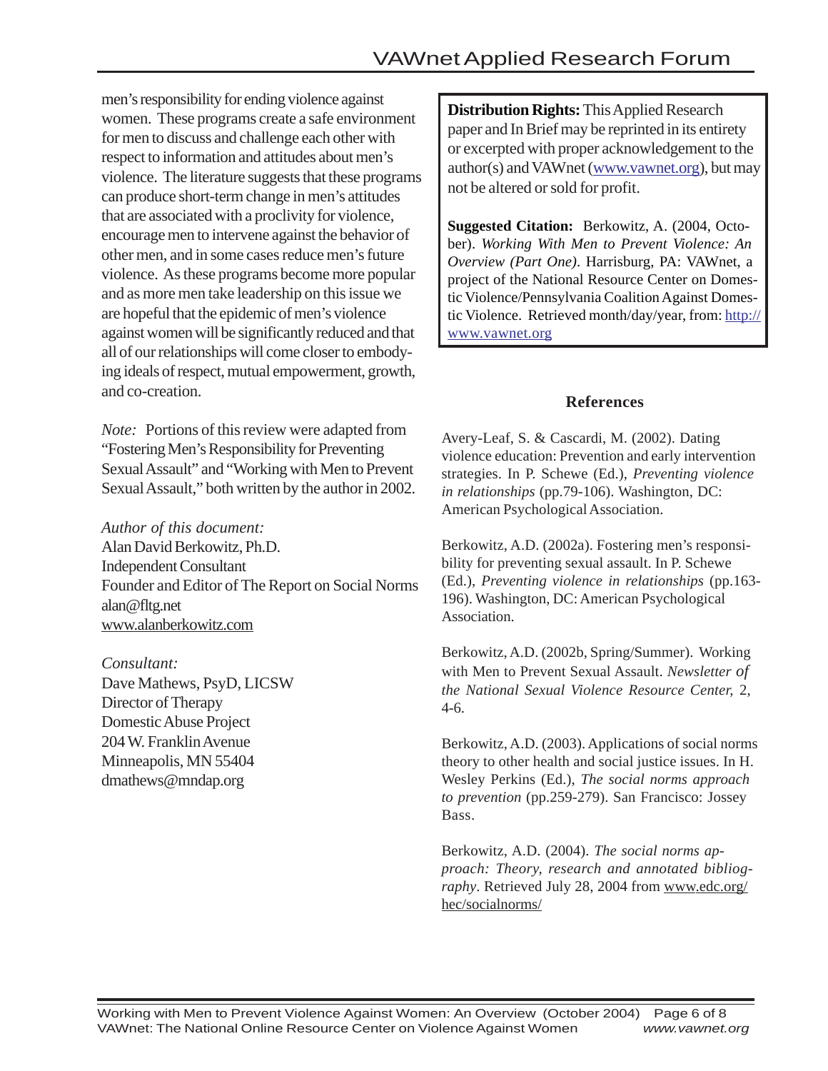men's responsibility for ending violence against women. These programs create a safe environment for men to discuss and challenge each other with respect to information and attitudes about men's violence. The literature suggests that these programs can produce short-term change in men's attitudes that are associated with a proclivity for violence, encourage men to intervene against the behavior of other men, and in some cases reduce men's future violence. As these programs become more popular and as more men take leadership on this issue we are hopeful that the epidemic of men's violence against women will be significantly reduced and that all of our relationships will come closer to embodying ideals of respect, mutual empowerment, growth, and co-creation.

*Note:* Portions of this review were adapted from "Fostering Men's Responsibility for Preventing Sexual Assault" and "Working with Men to Prevent Sexual Assault," both written by the author in 2002.

*Author of this document:*
Alan David Berkowitz, Ph.D.
Independent Consultant
Founder and Editor of The Report on Social Norms
alan@fltg.net
www.alanberkowitz.com

*Consultant:*
Dave Mathews, PsyD, LICSW
Director of Therapy
Domestic Abuse Project
204 W. Franklin Avenue
Minneapolis, MN 55404
dmathews@mndap.org

**Distribution Rights:** This Applied Research paper and In Brief may be reprinted in its entirety or excerpted with proper acknowledgement to the author(s) and VAWnet (www.vawnet.org), but may not be altered or sold for profit.

**Suggested Citation:** Berkowitz, A. (2004, October). *Working With Men to Prevent Violence: An Overview (Part One)*. Harrisburg, PA: VAWnet, a project of the National Resource Center on Domestic Violence/Pennsylvania Coalition Against Domestic Violence. Retrieved month/day/year, from: http://www.vawnet.org

## References

Avery-Leaf, S. & Cascardi, M. (2002). Dating violence education: Prevention and early intervention strategies. In P. Schewe (Ed.), *Preventing violence in relationships* (pp.79-106). Washington, DC: American Psychological Association.

Berkowitz, A.D. (2002a). Fostering men's responsibility for preventing sexual assault. In P. Schewe (Ed.), *Preventing violence in relationships* (pp.163-196). Washington, DC: American Psychological Association.

Berkowitz, A.D. (2002b, Spring/Summer). Working with Men to Prevent Sexual Assault. *Newsletter of the National Sexual Violence Resource Center,* 2, 4-6.

Berkowitz, A.D. (2003). Applications of social norms theory to other health and social justice issues. In H. Wesley Perkins (Ed.), *The social norms approach to prevention* (pp.259-279). San Francisco: Jossey Bass.

Berkowitz, A.D. (2004). *The social norms approach: Theory, research and annotated bibliography*. Retrieved July 28, 2004 from www.edc.org/hec/socialnorms/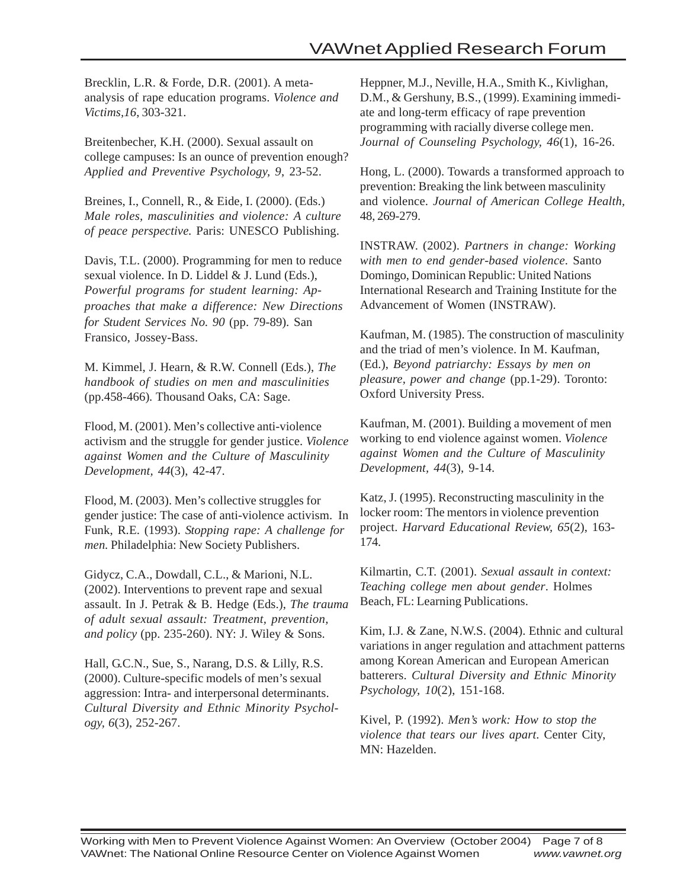Brecklin, L.R. & Forde, D.R. (2001). A meta-analysis of rape education programs. *Violence and Victims,16*, 303-321.

Breitenbecher, K.H. (2000). Sexual assault on college campuses: Is an ounce of prevention enough? *Applied and Preventive Psychology, 9*, 23-52.

Breines, I., Connell, R., & Eide, I. (2000). (Eds.) *Male roles, masculinities and violence: A culture of peace perspective.* Paris: UNESCO Publishing.

Davis, T.L. (2000). Programming for men to reduce sexual violence. In D. Liddel & J. Lund (Eds.), *Powerful programs for student learning: Approaches that make a difference: New Directions for Student Services No. 90* (pp. 79-89). San Fransico, Jossey-Bass.

M. Kimmel, J. Hearn, & R.W. Connell (Eds.), *The handbook of studies on men and masculinities* (pp.458-466). Thousand Oaks, CA: Sage.

Flood, M. (2001). Men's collective anti-violence activism and the struggle for gender justice. *Violence against Women and the Culture of Masculinity Development, 44*(3), 42-47.

Flood, M. (2003). Men's collective struggles for gender justice: The case of anti-violence activism. In Funk, R.E. (1993). *Stopping rape: A challenge for men.* Philadelphia: New Society Publishers.

Gidycz, C.A., Dowdall, C.L., & Marioni, N.L. (2002). Interventions to prevent rape and sexual assault. In J. Petrak & B. Hedge (Eds.), *The trauma of adult sexual assault: Treatment, prevention, and policy* (pp. 235-260). NY: J. Wiley & Sons.

Hall, G.C.N., Sue, S., Narang, D.S. & Lilly, R.S. (2000). Culture-specific models of men's sexual aggression: Intra- and interpersonal determinants. *Cultural Diversity and Ethnic Minority Psychology, 6*(3), 252-267.

Heppner, M.J., Neville, H.A., Smith K., Kivlighan, D.M., & Gershuny, B.S., (1999). Examining immediate and long-term efficacy of rape prevention programming with racially diverse college men. *Journal of Counseling Psychology, 46*(1), 16-26.

Hong, L. (2000). Towards a transformed approach to prevention: Breaking the link between masculinity and violence. *Journal of American College Health,* 48, 269-279.

INSTRAW. (2002). *Partners in change: Working with men to end gender-based violence.* Santo Domingo, Dominican Republic: United Nations International Research and Training Institute for the Advancement of Women (INSTRAW).

Kaufman, M. (1985). The construction of masculinity and the triad of men's violence. In M. Kaufman, (Ed.), *Beyond patriarchy: Essays by men on pleasure, power and change* (pp.1-29). Toronto: Oxford University Press.

Kaufman, M. (2001). Building a movement of men working to end violence against women. *Violence against Women and the Culture of Masculinity Development, 44*(3), 9-14.

Katz, J. (1995). Reconstructing masculinity in the locker room: The mentors in violence prevention project. *Harvard Educational Review, 65*(2), 163-174.

Kilmartin, C.T. (2001). *Sexual assault in context: Teaching college men about gender*. Holmes Beach, FL: Learning Publications.

Kim, I.J. & Zane, N.W.S. (2004). Ethnic and cultural variations in anger regulation and attachment patterns among Korean American and European American batterers. *Cultural Diversity and Ethnic Minority Psychology, 10*(2), 151-168.

Kivel, P. (1992). *Men's work: How to stop the violence that tears our lives apart.* Center City, MN: Hazelden.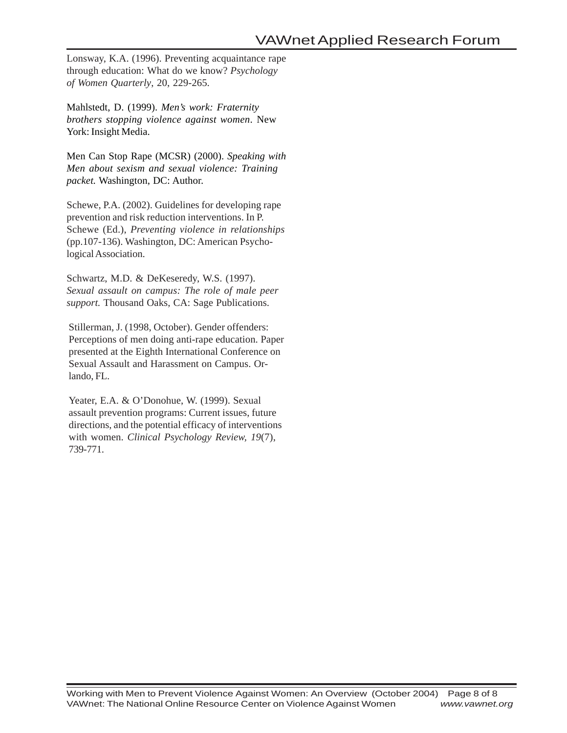Lonsway, K.A. (1996). Preventing acquaintance rape through education: What do we know? *Psychology of Women Quarterly*, 20, 229-265.

Mahlstedt, D. (1999). *Men's work: Fraternity brothers stopping violence against women*. New York: Insight Media.

Men Can Stop Rape (MCSR) (2000). *Speaking with Men about sexism and sexual violence: Training packet.* Washington, DC: Author.

Schewe, P.A. (2002). Guidelines for developing rape prevention and risk reduction interventions. In P. Schewe (Ed.), *Preventing violence in relationships* (pp.107-136). Washington, DC: American Psychological Association.

Schwartz, M.D. & DeKeseredy, W.S. (1997). *Sexual assault on campus: The role of male peer support.* Thousand Oaks, CA: Sage Publications.

Stillerman, J. (1998, October). Gender offenders: Perceptions of men doing anti-rape education. Paper presented at the Eighth International Conference on Sexual Assault and Harassment on Campus. Orlando, FL.

Yeater, E.A. & O'Donohue, W. (1999). Sexual assault prevention programs: Current issues, future directions, and the potential efficacy of interventions with women. *Clinical Psychology Review, 19*(7), 739-771.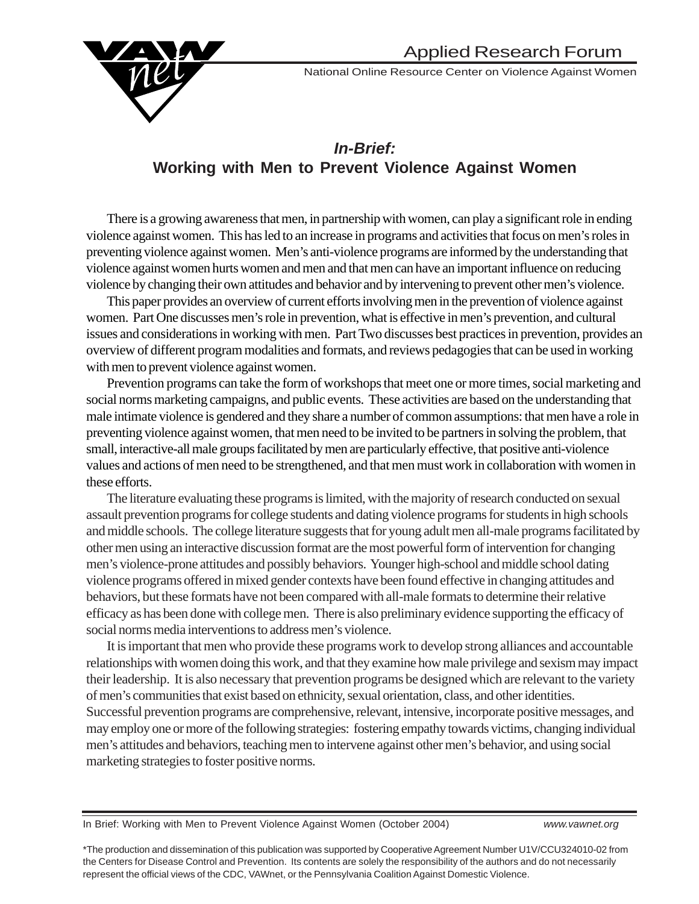Applied Research Forum

National Online Resource Center on Violence Against Women

## *In-Brief:*
## Working with Men to Prevent Violence Against Women

There is a growing awareness that men, in partnership with women, can play a significant role in ending violence against women. This has led to an increase in programs and activities that focus on men's roles in preventing violence against women. Men's anti-violence programs are informed by the understanding that violence against women hurts women and men and that men can have an important influence on reducing violence by changing their own attitudes and behavior and by intervening to prevent other men's violence.

This paper provides an overview of current efforts involving men in the prevention of violence against women. Part One discusses men's role in prevention, what is effective in men's prevention, and cultural issues and considerations in working with men. Part Two discusses best practices in prevention, provides an overview of different program modalities and formats, and reviews pedagogies that can be used in working with men to prevent violence against women.

Prevention programs can take the form of workshops that meet one or more times, social marketing and social norms marketing campaigns, and public events. These activities are based on the understanding that male intimate violence is gendered and they share a number of common assumptions: that men have a role in preventing violence against women, that men need to be invited to be partners in solving the problem, that small, interactive-all male groups facilitated by men are particularly effective, that positive anti-violence values and actions of men need to be strengthened, and that men must work in collaboration with women in these efforts.

The literature evaluating these programs is limited, with the majority of research conducted on sexual assault prevention programs for college students and dating violence programs for students in high schools and middle schools. The college literature suggests that for young adult men all-male programs facilitated by other men using an interactive discussion format are the most powerful form of intervention for changing men's violence-prone attitudes and possibly behaviors. Younger high-school and middle school dating violence programs offered in mixed gender contexts have been found effective in changing attitudes and behaviors, but these formats have not been compared with all-male formats to determine their relative efficacy as has been done with college men. There is also preliminary evidence supporting the efficacy of social norms media interventions to address men's violence.

It is important that men who provide these programs work to develop strong alliances and accountable relationships with women doing this work, and that they examine how male privilege and sexism may impact their leadership. It is also necessary that prevention programs be designed which are relevant to the variety of men's communities that exist based on ethnicity, sexual orientation, class, and other identities. Successful prevention programs are comprehensive, relevant, intensive, incorporate positive messages, and may employ one or more of the following strategies: fostering empathy towards victims, changing individual men's attitudes and behaviors, teaching men to intervene against other men's behavior, and using social marketing strategies to foster positive norms.

In Brief: Working with Men to Prevent Violence Against Women (October 2004) *www.vawnet.org*

*The production and dissemination of this publication was supported by Cooperative Agreement Number U1V/CCU324010-02 from the Centers for Disease Control and Prevention. Its contents are solely the responsibility of the authors and do not necessarily represent the official views of the CDC, VAWnet, or the Pennsylvania Coalition Against Domestic Violence.